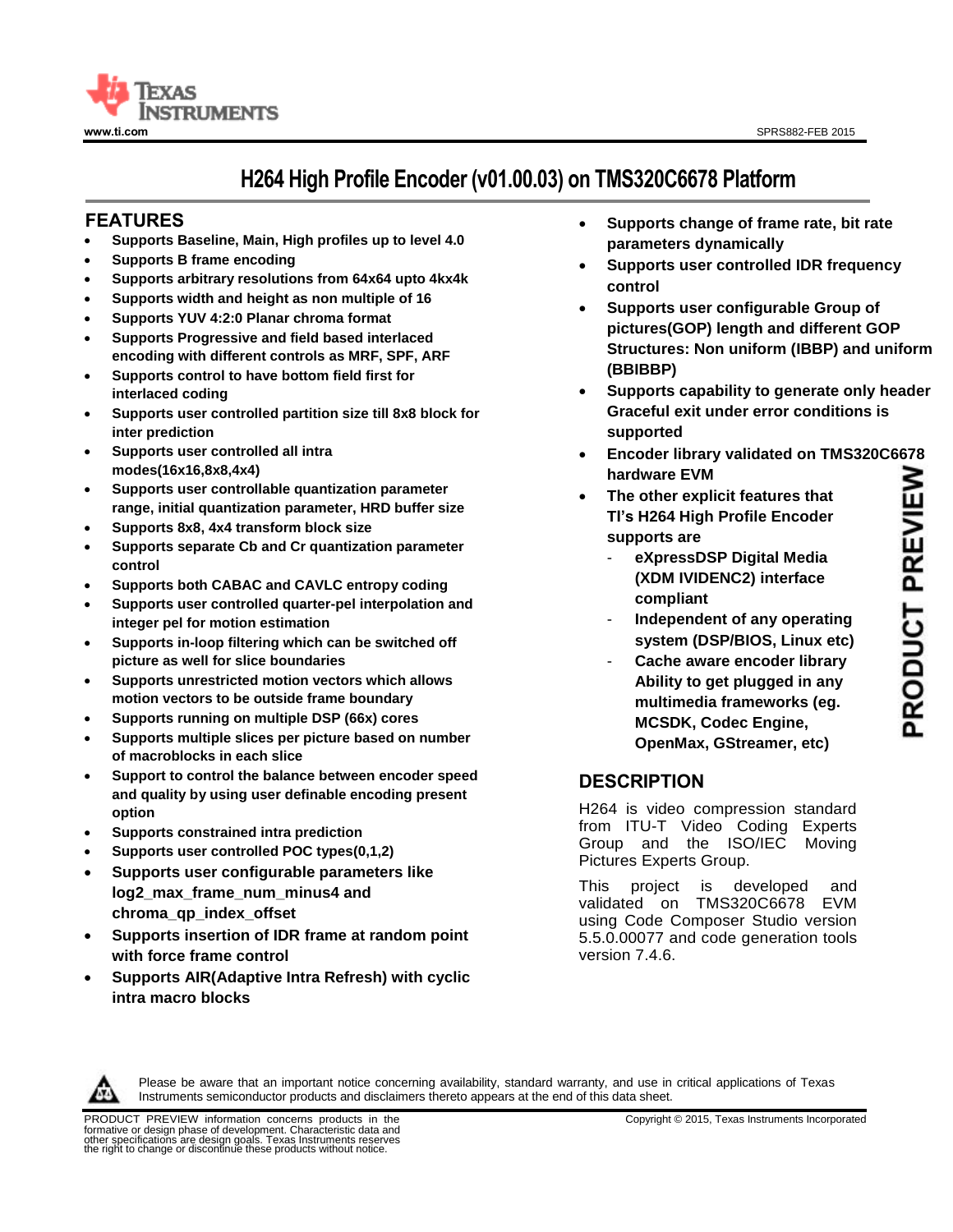# H264 High Profile Encoder (v01.00.03) on TMS320C6678 Platform

## FEATURES

- Supports Baseline, Main, High profiles up to level 4.0
- Supports B frame encoding
- Supports arbitrary resolutions from 64x64 upto 4kx4k
- Supports width and height as non multiple of 16
- Supports YUV 4:2:0 Planar chroma format
- Supports Progressive and field based interlaced encoding with different controls as MRF, SPF, ARF
- Supports control to have bottom field first for interlaced coding
- Supports user controlled partition size till 8x8 block for inter prediction
- Supports user controlled all intra modes(16x16,8x8,4x4)
- Supports user controllable quantization parameter range, initial quantization parameter, HRD buffer size
- Supports 8x8, 4x4 transform block size
- Supports separate Cb and Cr quantization parameter control
- Supports both CABAC and CAVLC entropy coding
- Supports user controlled quarter-pel interpolation and integer pel for motion estimation
- Supports in-loop filtering which can be switched off picture as well for slice boundaries
- Supports unrestricted motion vectors which allows motion vectors to be outside frame boundary
- Supports running on multiple DSP (66x) cores
- Supports multiple slices per picture based on number of macroblocks in each slice
- Support to control the balance between encoder speed and quality by using user definable encoding present option
- Supports constrained intra prediction
- Supports user controlled POC types(0,1,2)
- Supports user configurable parameters like log2_max_frame_num_minus4 and chroma_qp_index_offset
- Supports insertion of IDR frame at random point with force frame control
- Supports AIR(Adaptive Intra Refresh) with cyclic intra macro blocks
- Supports change of frame rate, bit rate parameters dynamically
- Supports user controlled IDR frequency control
- Supports user configurable Group of pictures(GOP) length and different GOP Structures: Non uniform (IBBP) and uniform (BBIBBP)
- Supports capability to generate only header Graceful exit under error conditions is supported
- Encoder library validated on TMS320C6678 hardware EVM
- The other explicit features that TI's H264 High Profile Encoder supports are
  - eXpressDSP Digital Media (XDM IVIDENC2) interface compliant
  - Independent of any operating system (DSP/BIOS, Linux etc)
  - Cache aware encoder library Ability to get plugged in any multimedia frameworks (eg. MCSDK, Codec Engine, OpenMax, GStreamer, etc)

## DESCRIPTION

H264 is video compression standard from ITU-T Video Coding Experts Group and the ISO/IEC Moving Pictures Experts Group.

This project is developed and validated on TMS320C6678 EVM using Code Composer Studio version 5.5.0.00077 and code generation tools version 7.4.6.

Please be aware that an important notice concerning availability, standard warranty, and use in critical applications of Texas Instruments semiconductor products and disclaimers thereto appears at the end of this data sheet.

PRODUCT PREVIEW information concerns products in the formative or design phase of development. Characteristic data and other specifications are design goals. Texas Instruments reserves the right to change or discontinue these products without notice.

Copyright © 2015, Texas Instruments Incorporated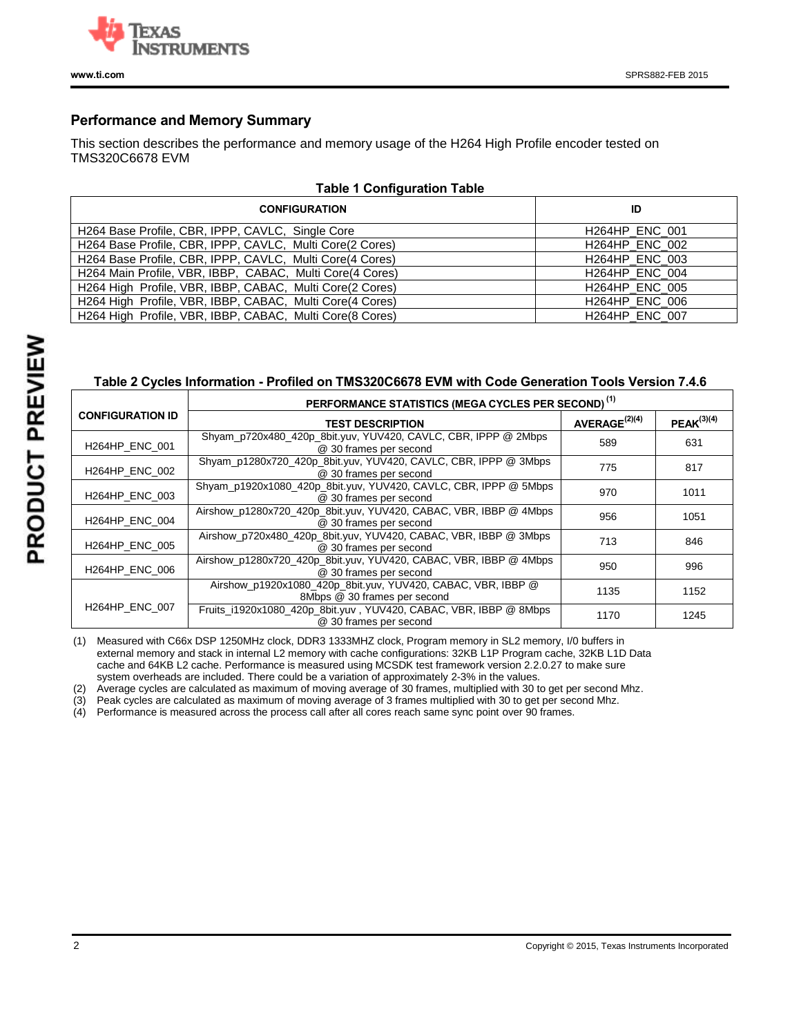## Performance and Memory Summary

This section describes the performance and memory usage of the H264 High Profile encoder tested on TMS320C6678 EVM

**Table 1 Configuration Table**

| CONFIGURATION | ID |
|---|---|
| H264 Base Profile, CBR, IPPP, CAVLC, Single Core | H264HP_ENC_001 |
| H264 Base Profile, CBR, IPPP, CAVLC, Multi Core(2 Cores) | H264HP_ENC_002 |
| H264 Base Profile, CBR, IPPP, CAVLC, Multi Core(4 Cores) | H264HP_ENC_003 |
| H264 Main Profile, VBR, IBBP, CABAC, Multi Core(4 Cores) | H264HP_ENC_004 |
| H264 High Profile, VBR, IBBP, CABAC, Multi Core(2 Cores) | H264HP_ENC_005 |
| H264 High Profile, VBR, IBBP, CABAC, Multi Core(4 Cores) | H264HP_ENC_006 |
| H264 High Profile, VBR, IBBP, CABAC, Multi Core(8 Cores) | H264HP_ENC_007 |

**Table 2 Cycles Information - Profiled on TMS320C6678 EVM with Code Generation Tools Version 7.4.6**

| CONFIGURATION ID | PERFORMANCE STATISTICS (MEGA CYCLES PER SECOND) (1) | | |
|---|---|---|---|
| | TEST DESCRIPTION | AVERAGE(2)(4) | PEAK(3)(4) |
| H264HP_ENC_001 | Shyam_p720x480_420p_8bit.yuv, YUV420, CAVLC, CBR, IPPP @ 2Mbps @ 30 frames per second | 589 | 631 |
| H264HP_ENC_002 | Shyam_p1280x720_420p_8bit.yuv, YUV420, CAVLC, CBR, IPPP @ 3Mbps @ 30 frames per second | 775 | 817 |
| H264HP_ENC_003 | Shyam_p1920x1080_420p_8bit.yuv, YUV420, CAVLC, CBR, IPPP @ 5Mbps @ 30 frames per second | 970 | 1011 |
| H264HP_ENC_004 | Airshow_p1280x720_420p_8bit.yuv, YUV420, CABAC, VBR, IBBP @ 4Mbps @ 30 frames per second | 956 | 1051 |
| H264HP_ENC_005 | Airshow_p720x480_420p_8bit.yuv, YUV420, CABAC, VBR, IBBP @ 3Mbps @ 30 frames per second | 713 | 846 |
| H264HP_ENC_006 | Airshow_p1280x720_420p_8bit.yuv, YUV420, CABAC, VBR, IBBP @ 4Mbps @ 30 frames per second | 950 | 996 |
| H264HP_ENC_007 | Airshow_p1920x1080_420p_8bit.yuv, YUV420, CABAC, VBR, IBBP @ 8Mbps @ 30 frames per second | 1135 | 1152 |
| | Fruits_i1920x1080_420p_8bit.yuv , YUV420, CABAC, VBR, IBBP @ 8Mbps @ 30 frames per second | 1170 | 1245 |

(1) Measured with C66x DSP 1250MHz clock, DDR3 1333MHZ clock, Program memory in SL2 memory, I/0 buffers in external memory and stack in internal L2 memory with cache configurations: 32KB L1P Program cache, 32KB L1D Data cache and 64KB L2 cache. Performance is measured using MCSDK test framework version 2.2.0.27 to make sure system overheads are included. There could be a variation of approximately 2-3% in the values.

(2) Average cycles are calculated as maximum of moving average of 30 frames, multiplied with 30 to get per second Mhz.

(3) Peak cycles are calculated as maximum of moving average of 3 frames multiplied with 30 to get per second Mhz.

(4) Performance is measured across the process call after all cores reach same sync point over 90 frames.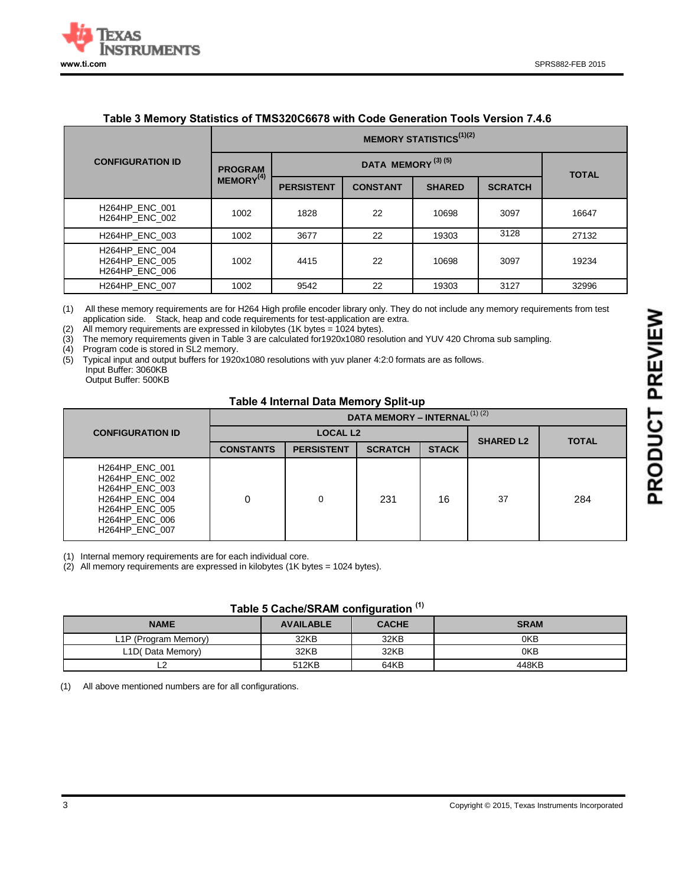### Table 3 Memory Statistics of TMS320C6678 with Code Generation Tools Version 7.4.6

| CONFIGURATION ID | MEMORY STATISTICS[(1)(2)] | | | | | |
|---|---|---|---|---|---|---|
| | PROGRAM MEMORY[(4)] | DATA MEMORY [(3) (5)] | | | | TOTAL |
| | | PERSISTENT | CONSTANT | SHARED | SCRATCH | |
| H264HP_ENC_001 H264HP_ENC_002 | 1002 | 1828 | 22 | 10698 | 3097 | 16647 |
| H264HP_ENC_003 | 1002 | 3677 | 22 | 19303 | 3128 | 27132 |
| H264HP_ENC_004 H264HP_ENC_005 H264HP_ENC_006 | 1002 | 4415 | 22 | 10698 | 3097 | 19234 |
| H264HP_ENC_007 | 1002 | 9542 | 22 | 19303 | 3127 | 32996 |

(1) All these memory requirements are for H264 High profile encoder library only. They do not include any memory requirements from test application side. Stack, heap and code requirements for test-application are extra.
(2) All memory requirements are expressed in kilobytes (1K bytes = 1024 bytes).
(3) The memory requirements given in Table 3 are calculated for1920x1080 resolution and YUV 420 Chroma sub sampling.
(4) Program code is stored in SL2 memory.
(5) Typical input and output buffers for 1920x1080 resolutions with yuv planer 4:2:0 formats are as follows.
 Input Buffer: 3060KB
 Output Buffer: 500KB

### Table 4 Internal Data Memory Split-up

| CONFIGURATION ID | DATA MEMORY – INTERNAL[(1) (2)] | | | | | |
|---|---|---|---|---|---|---|
| | LOCAL L2 | | | | SHARED L2 | TOTAL |
| | CONSTANTS | PERSISTENT | SCRATCH | STACK | | |
| H264HP_ENC_001 H264HP_ENC_002 H264HP_ENC_003 H264HP_ENC_004 H264HP_ENC_005 H264HP_ENC_006 H264HP_ENC_007 | 0 | 0 | 231 | 16 | 37 | 284 |

(1) Internal memory requirements are for each individual core.
(2) All memory requirements are expressed in kilobytes (1K bytes = 1024 bytes).

### Table 5 Cache/SRAM configuration [(1)]

| NAME | AVAILABLE | CACHE | SRAM |
|---|---|---|---|
| L1P (Program Memory) | 32KB | 32KB | 0KB |
| L1D( Data Memory) | 32KB | 32KB | 0KB |
| L2 | 512KB | 64KB | 448KB |

(1) All above mentioned numbers are for all configurations.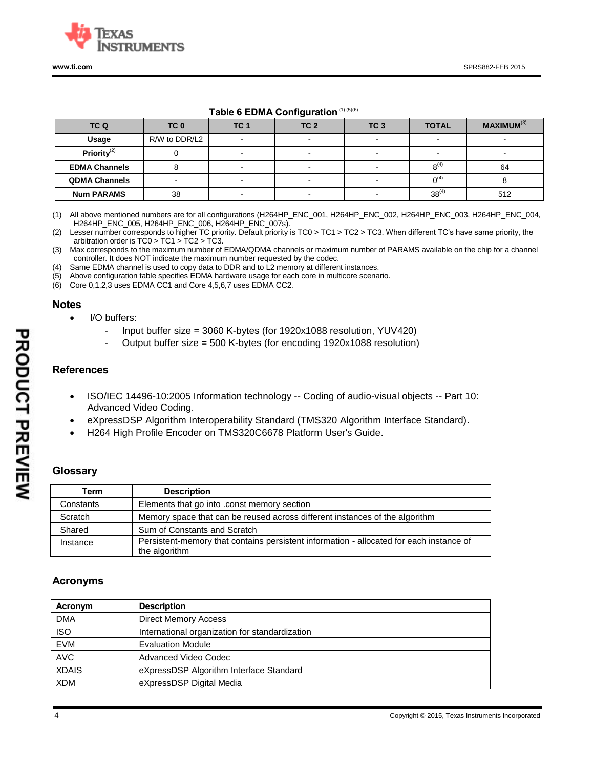**Table 6 EDMA Configuration** [1] [5][6]

| TC Q | TC 0 | TC 1 | TC 2 | TC 3 | TOTAL | MAXIMUM[3] |
|---|---|---|---|---|---|---|
| **Usage** | R/W to DDR/L2 | - | - | - | - | - |
| **Priority**[2] | 0 | - | - | - | - | - |
| **EDMA Channels** | 8 | - | - | - | 8[4] | 64 |
| **QDMA Channels** | - | - | - | - | 0[4] | 8 |
| **Num PARAMS** | 38 | - | - | - | 38[4] | 512 |

(1) All above mentioned numbers are for all configurations (H264HP_ENC_001, H264HP_ENC_002, H264HP_ENC_003, H264HP_ENC_004, H264HP_ENC_005, H264HP_ENC_006, H264HP_ENC_007s).

(2) Lesser number corresponds to higher TC priority. Default priority is TC0 > TC1 > TC2 > TC3. When different TC's have same priority, the arbitration order is TC0 > TC1 > TC2 > TC3.

(3) Max corresponds to the maximum number of EDMA/QDMA channels or maximum number of PARAMS available on the chip for a channel controller. It does NOT indicate the maximum number requested by the codec.

(4) Same EDMA channel is used to copy data to DDR and to L2 memory at different instances.

(5) Above configuration table specifies EDMA hardware usage for each core in multicore scenario.

(6) Core 0,1,2,3 uses EDMA CC1 and Core 4,5,6,7 uses EDMA CC2.

## Notes

- I/O buffers:
  - Input buffer size = 3060 K-bytes (for 1920x1088 resolution, YUV420)
  - Output buffer size = 500 K-bytes (for encoding 1920x1088 resolution)

## References

- ISO/IEC 14496-10:2005 Information technology -- Coding of audio-visual objects -- Part 10: Advanced Video Coding.
- eXpressDSP Algorithm Interoperability Standard (TMS320 Algorithm Interface Standard).
- H264 High Profile Encoder on TMS320C6678 Platform User's Guide.

## Glossary

| Term | Description |
|---|---|
| Constants | Elements that go into .const memory section |
| Scratch | Memory space that can be reused across different instances of the algorithm |
| Shared | Sum of Constants and Scratch |
| Instance | Persistent-memory that contains persistent information - allocated for each instance of the algorithm |

## Acronyms

| Acronym | Description |
|---|---|
| DMA | Direct Memory Access |
| ISO | International organization for standardization |
| EVM | Evaluation Module |
| AVC | Advanced Video Codec |
| XDAIS | eXpressDSP Algorithm Interface Standard |
| XDM | eXpressDSP Digital Media |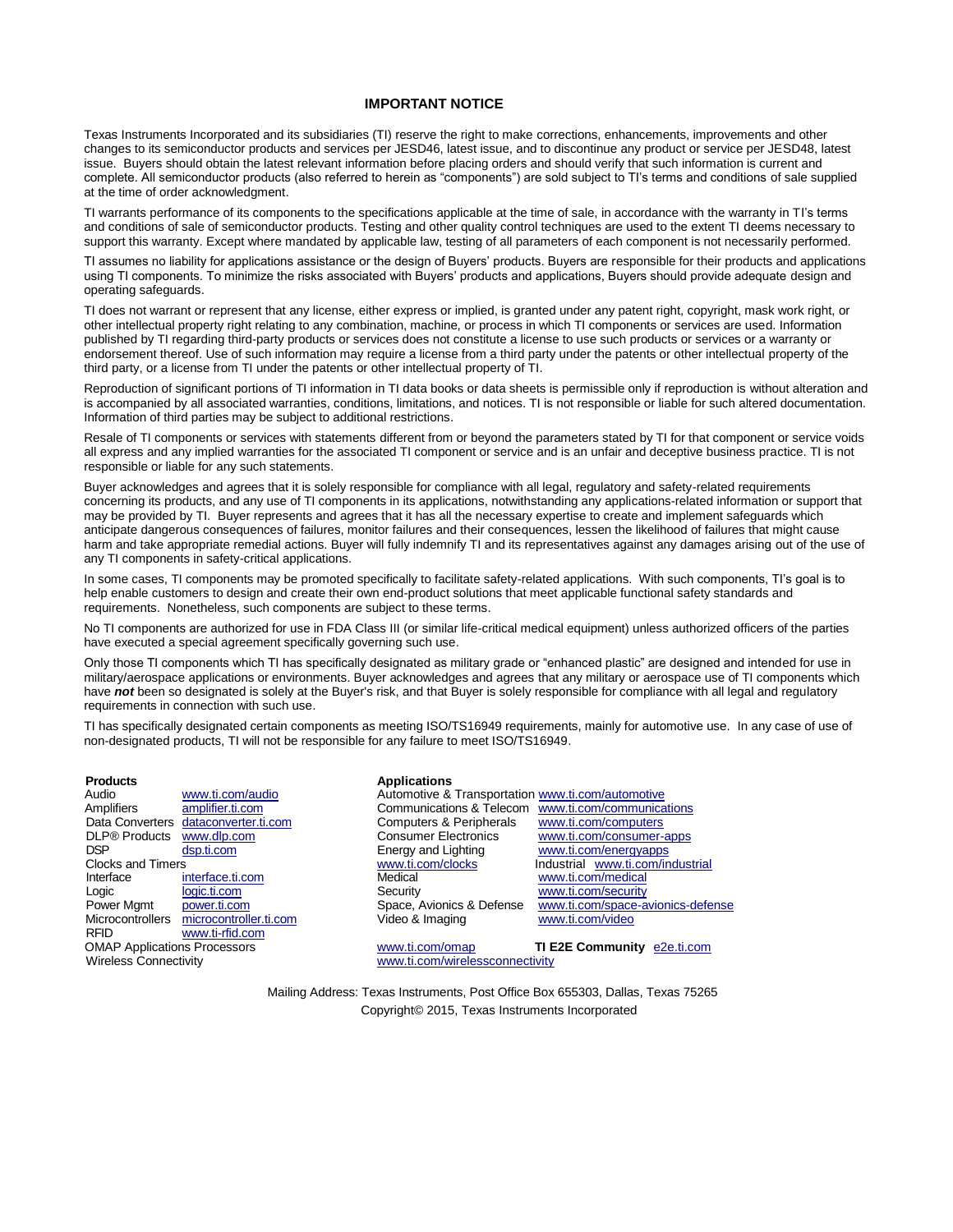## IMPORTANT NOTICE

Texas Instruments Incorporated and its subsidiaries (TI) reserve the right to make corrections, enhancements, improvements and other changes to its semiconductor products and services per JESD46, latest issue, and to discontinue any product or service per JESD48, latest issue. Buyers should obtain the latest relevant information before placing orders and should verify that such information is current and complete. All semiconductor products (also referred to herein as "components") are sold subject to TI's terms and conditions of sale supplied at the time of order acknowledgment.

TI warrants performance of its components to the specifications applicable at the time of sale, in accordance with the warranty in TI's terms and conditions of sale of semiconductor products. Testing and other quality control techniques are used to the extent TI deems necessary to support this warranty. Except where mandated by applicable law, testing of all parameters of each component is not necessarily performed.

TI assumes no liability for applications assistance or the design of Buyers' products. Buyers are responsible for their products and applications using TI components. To minimize the risks associated with Buyers' products and applications, Buyers should provide adequate design and operating safeguards.

TI does not warrant or represent that any license, either express or implied, is granted under any patent right, copyright, mask work right, or other intellectual property right relating to any combination, machine, or process in which TI components or services are used. Information published by TI regarding third-party products or services does not constitute a license to use such products or services or a warranty or endorsement thereof. Use of such information may require a license from a third party under the patents or other intellectual property of the third party, or a license from TI under the patents or other intellectual property of TI.

Reproduction of significant portions of TI information in TI data books or data sheets is permissible only if reproduction is without alteration and is accompanied by all associated warranties, conditions, limitations, and notices. TI is not responsible or liable for such altered documentation. Information of third parties may be subject to additional restrictions.

Resale of TI components or services with statements different from or beyond the parameters stated by TI for that component or service voids all express and any implied warranties for the associated TI component or service and is an unfair and deceptive business practice. TI is not responsible or liable for any such statements.

Buyer acknowledges and agrees that it is solely responsible for compliance with all legal, regulatory and safety-related requirements concerning its products, and any use of TI components in its applications, notwithstanding any applications-related information or support that may be provided by TI. Buyer represents and agrees that it has all the necessary expertise to create and implement safeguards which anticipate dangerous consequences of failures, monitor failures and their consequences, lessen the likelihood of failures that might cause harm and take appropriate remedial actions. Buyer will fully indemnify TI and its representatives against any damages arising out of the use of any TI components in safety-critical applications.

In some cases, TI components may be promoted specifically to facilitate safety-related applications. With such components, TI's goal is to help enable customers to design and create their own end-product solutions that meet applicable functional safety standards and requirements. Nonetheless, such components are subject to these terms.

No TI components are authorized for use in FDA Class III (or similar life-critical medical equipment) unless authorized officers of the parties have executed a special agreement specifically governing such use.

Only those TI components which TI has specifically designated as military grade or "enhanced plastic" are designed and intended for use in military/aerospace applications or environments. Buyer acknowledges and agrees that any military or aerospace use of TI components which have ***not*** been so designated is solely at the Buyer's risk, and that Buyer is solely responsible for compliance with all legal and regulatory requirements in connection with such use.

TI has specifically designated certain components as meeting ISO/TS16949 requirements, mainly for automotive use. In any case of use of non-designated products, TI will not be responsible for any failure to meet ISO/TS16949.

| **Products** | | **Applications** | |
|---|---|---|---|
| Audio | www.ti.com/audio | Automotive & Transportation | www.ti.com/automotive |
| Amplifiers | amplifier.ti.com | Communications & Telecom | www.ti.com/communications |
| Data Converters | dataconverter.ti.com | Computers & Peripherals | www.ti.com/computers |
| DLP® Products | www.dlp.com | Consumer Electronics | www.ti.com/consumer-apps |
| DSP | dsp.ti.com | Energy and Lighting | www.ti.com/energyapps |
| Clocks and Timers | www.ti.com/clocks | Industrial | www.ti.com/industrial |
| Interface | interface.ti.com | Medical | www.ti.com/medical |
| Logic | logic.ti.com | Security | www.ti.com/security |
| Power Mgmt | power.ti.com | Space, Avionics & Defense | www.ti.com/space-avionics-defense |
| Microcontrollers | microcontroller.ti.com | Video & Imaging | www.ti.com/video |
| RFID | www.ti-rfid.com | | |
| OMAP Applications Processors | www.ti.com/omap | **TI E2E Community** | e2e.ti.com |
| Wireless Connectivity | www.ti.com/wirelessconnectivity | | |

Mailing Address: Texas Instruments, Post Office Box 655303, Dallas, Texas 75265
Copyright© 2015, Texas Instruments Incorporated